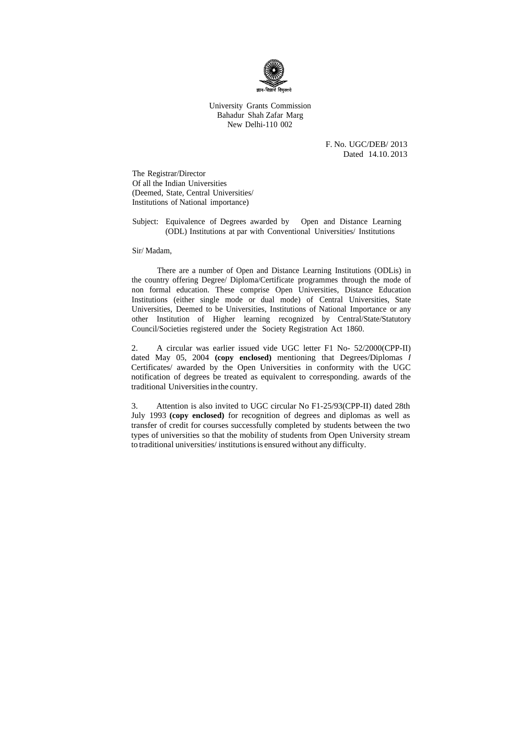ज्ञान-विज्ञानं विमुक्तये

University Grants Commission
Bahadur Shah Zafar Marg
New Delhi-110 002

F. No. UGC/DEB/ 2013
Dated 14.10. 2013

The Registrar/Director
Of all the Indian Universities
(Deemed, State, Central Universities/
Institutions of National importance)

Subject: Equivalence of Degrees awarded by Open and Distance Learning (ODL) Institutions at par with Conventional Universities/ Institutions

Sir/ Madam,

There are a number of Open and Distance Learning Institutions (ODLis) in the country offering Degree/ Diploma/Certificate programmes through the mode of non formal education. These comprise Open Universities, Distance Education Institutions (either single mode or dual mode) of Central Universities, State Universities, Deemed to be Universities, Institutions of National Importance or any other Institution of Higher learning recognized by Central/State/Statutory Council/Societies registered under the Society Registration Act 1860.

2. A circular was earlier issued vide UGC letter F1 No- 52/2000(CPP-II) dated May 05, 2004 **(copy enclosed)** mentioning that Degrees/Diplomas **/** Certificates/ awarded by the Open Universities in conformity with the UGC notification of degrees be treated as equivalent to corresponding. awards of the traditional Universities in the country.

3. Attention is also invited to UGC circular No F1-25/93(CPP-II) dated 28th July 1993 **(copy enclosed)** for recognition of degrees and diplomas as well as transfer of credit for courses successfully completed by students between the two types of universities so that the mobility of students from Open University stream to traditional universities/ institutions is ensured without any difficulty.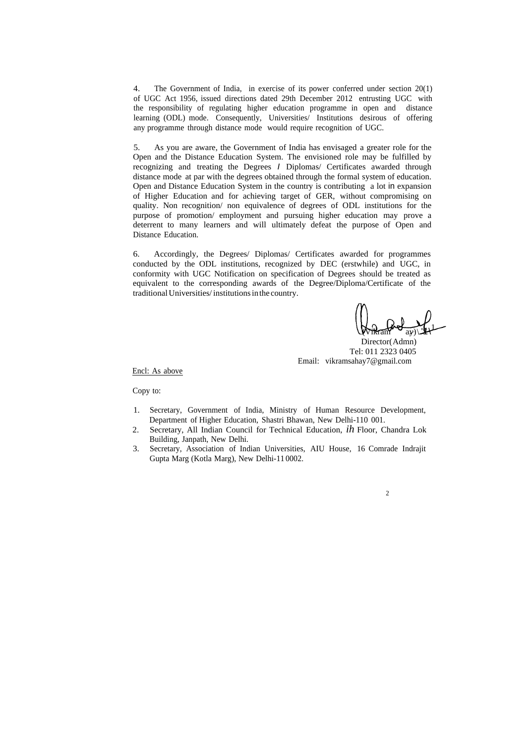4. The Government of India, in exercise of its power conferred under section 20(1) of UGC Act 1956, issued directions dated 29th December 2012 entrusting UGC with the responsibility of regulating higher education programme in open and distance learning (ODL) mode. Consequently, Universities/ Institutions desirous of offering any programme through distance mode would require recognition of UGC.

5. As you are aware, the Government of India has envisaged a greater role for the Open and the Distance Education System. The envisioned role may be fulfilled by recognizing and treating the Degrees / Diplomas/ Certificates awarded through distance mode at par with the degrees obtained through the formal system of education. Open and Distance Education System in the country is contributing a lot in expansion of Higher Education and for achieving target of GER, without compromising on quality. Non recognition/ non equivalence of degrees of ODL institutions for the purpose of promotion/ employment and pursuing higher education may prove a deterrent to many learners and will ultimately defeat the purpose of Open and Distance Education.

6. Accordingly, the Degrees/ Diplomas/ Certificates awarded for programmes conducted by the ODL institutions, recognized by DEC (erstwhile) and UGC, in conformity with UGC Notification on specification of Degrees should be treated as equivalent to the corresponding awards of the Degree/Diploma/Certificate of the traditional Universities/ institutions in the country.

(Vikram Sahay)
Director(Admn)
Tel: 011 2323 0405
Email: vikramsahay7@gmail.com

Encl: As above

Copy to:

1. Secretary, Government of India, Ministry of Human Resource Development, Department of Higher Education, Shastri Bhawan, New Delhi-110 001.
2. Secretary, All Indian Council for Technical Education, *ih* Floor, Chandra Lok Building, Janpath, New Delhi.
3. Secretary, Association of Indian Universities, AIU House, 16 Comrade Indrajit Gupta Marg (Kotla Marg), New Delhi-11 0002.